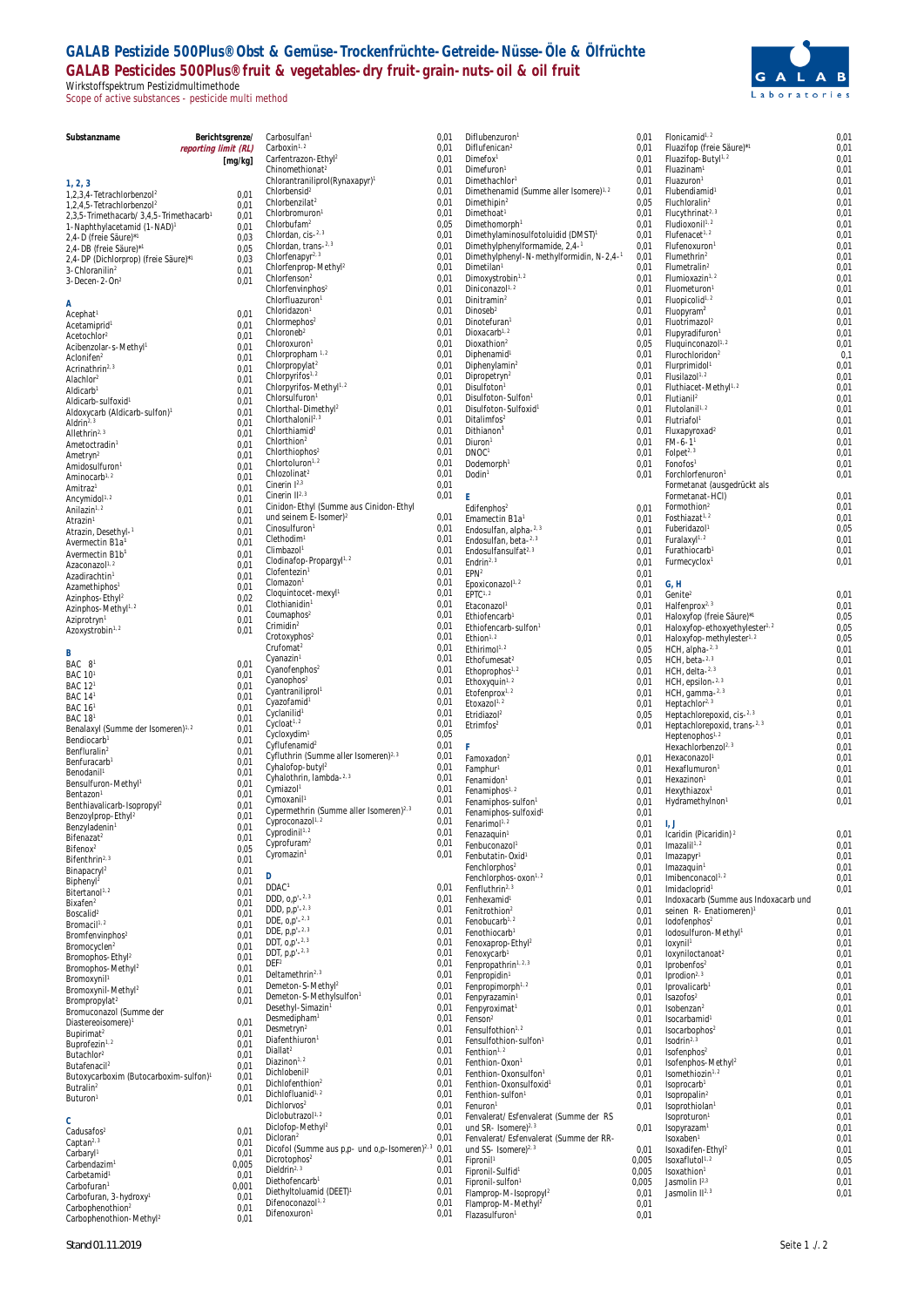# GALAB Pestizide 500Plus® Obst & Gemüse- Trockenfrüchte- Getreide- Nüsse- Öle & Ölfrüchte

## GALAB Pesticides 500Plus® fruit & vegetables- dry fruit- grain- nuts- oil & oil fruit

Wirkstoffspektrum Pestizidmultimethode

*Scope of active substances - pesticide multi method*

| Substanzname | Berichtsgrenze/ *reporting limit (RL)* [mg/kg] |
|---|---|
| **1, 2, 3** | |
| 1,2,3,4-Tetrachlorbenzol[2] | 0,01 |
| 1,2,4,5-Tetrachlorbenzol[2] | 0,01 |
| 2,3,5-Trimethacarb/ 3,4,5-Trimethacarb[1] | 0,01 |
| 1-Naphthylacetamid (1-NAD)[1] | 0,01 |
| 2,4-D (freie Säure)[*1] | 0,03 |
| 2,4-DB (freie Säure)[*1] | 0,05 |
| 2,4-DP (Dichlorprop) (freie Säure)[*1] | 0,03 |
| 3-Chloranilin[2] | 0,01 |
| 3-Decen-2-On[2] | 0,01 |
| **A** | |
| Acephat[1] | 0,01 |
| Acetamiprid[1] | 0,01 |
| Acetochlor[2] | 0,01 |
| Acibenzolar-s-Methyl[1] | 0,01 |
| Aclonifen[2] | 0,01 |
| Acrinathrin[2,3] | 0,01 |
| Alachlor[2] | 0,01 |
| Aldicarb[1] | 0,01 |
| Aldicarb-sulfoxid[1] | 0,01 |
| Aldoxycarb (Aldicarb-sulfon)[1] | 0,01 |
| Aldrin[2,3] | 0,01 |
| Allethrin[2,3] | 0,01 |
| Ametoctradin[1] | 0,01 |
| Ametryn[2] | 0,01 |
| Amidosulfuron[1] | 0,01 |
| Aminocarb[1,2] | 0,01 |
| Amitraz[2] | 0,01 |
| Ancymidol[1,2] | 0,01 |
| Anilazin[1,2] | 0,01 |
| Atrazin[1] | 0,01 |
| Atrazin, Desethyl-[1] | 0,01 |
| Avermectin B1a[1] | 0,01 |
| Avermectin B1b[1] | 0,01 |
| Azaconazol[1,2] | 0,01 |
| Azadirachtin[1] | 0,01 |
| Azamethiphos[1] | 0,01 |
| Azinphos-Ethyl[2] | 0,02 |
| Azinphos-Methyl[1,2] | 0,01 |
| Aziprotryn[1] | 0,01 |
| Azoxystrobin[1,2] | 0,01 |
| **B** | |
| BAC 8[1] | 0,01 |
| BAC 10[1] | 0,01 |
| BAC 12[1] | 0,01 |
| BAC 14[1] | 0,01 |
| BAC 16[1] | 0,01 |
| BAC 18[1] | 0,01 |
| Benalaxyl (Summe der Isomeren)[1,2] | 0,01 |
| Bendiocarb[1] | 0,01 |
| Benfluralin[2] | 0,01 |
| Benfuracarb[1] | 0,01 |
| Benodanil[1] | 0,01 |
| Bensulfuron-Methyl[1] | 0,01 |
| Bentazon[1] | 0,01 |
| Benthiavalicarb-Isopropyl[2] | 0,01 |
| Benzoylprop-Ethyl[2] | 0,01 |
| Benzyladenin[1] | 0,01 |
| Bifenazat[2] | 0,01 |
| Bifenox[2] | 0,05 |
| Bifenthrin[2,3] | 0,01 |
| Binapacryl[2] | 0,01 |
| Biphenyl[2] | 0,01 |
| Bitertanol[1,2] | 0,01 |
| Bixafen[2] | 0,01 |
| Boscalid[2] | 0,01 |
| Bromacil[1,2] | 0,01 |
| Bromfenvinphos[2] | 0,01 |
| Bromocyclen[2] | 0,01 |
| Bromophos-Ethyl[2] | 0,01 |
| Bromophos-Methyl[2] | 0,01 |
| Bromoxynil[1] | 0,01 |
| Bromoxynil-Methyl[2] | 0,01 |
| Brompropylat[2] | 0,01 |
| Bromuconazol (Summe der Diastereoisomere)[1] | 0,01 |
| Bupirimat[2] | 0,01 |
| Buprofezin[1,2] | 0,01 |
| Butachlor[2] | 0,01 |
| Butafenacil[2] | 0,01 |
| Butoxycarboxim (Butocarboxim-sulfon)[1] | 0,01 |
| Butralin[2] | 0,01 |
| Buturon[1] | 0,01 |
| **C** | |
| Cadusafos[2] | 0,01 |
| Captan[2,3] | 0,01 |
| Carbaryl[1] | 0,01 |
| Carbendazim[1] | 0,005 |
| Carbetamid[1] | 0,01 |
| Carbofuran[1] | 0,001 |
| Carbofuran, 3-hydroxy[1] | 0,01 |
| Carbophenothion[2] | 0,01 |
| Carbophenothion-Methyl[2] | 0,01 |
| Carbosulfan[1] | 0,01 |
| Carboxin[1,2] | 0,01 |
| Carfentrazon-Ethyl[2] | 0,01 |
| Chinomethionat[2] | 0,01 |
| Chlorantraniliprol(Rynaxapyr)[1] | 0,01 |
| Chlorbensid[2] | 0,01 |
| Chlorbenzilat[2] | 0,01 |
| Chlorbromuron[1] | 0,01 |
| Chlorbufam[2] | 0,05 |
| Chlordan, cis-[2,3] | 0,01 |
| Chlordan, trans-[2,3] | 0,01 |
| Chlorfenapyr[2,3] | 0,01 |
| Chlorfenprop-Methyl[2] | 0,01 |
| Chlorfenson[2] | 0,01 |
| Chlorfenvinphos[2] | 0,01 |
| Chlorfluazuron[1] | 0,01 |
| Chloridazon[1] | 0,01 |
| Chlormephos[2] | 0,01 |
| Chloroneb[2] | 0,01 |
| Chloroxuron[1] | 0,01 |
| Chlorpropham[1,2] | 0,01 |
| Chlorpropylat[2] | 0,01 |
| Chlorpyrifos[1,2] | 0,01 |
| Chlorpyrifos-Methyl[1,2] | 0,01 |
| Chlorsulfuron[1] | 0,01 |
| Chlorthal-Dimethyl[2] | 0,01 |
| Chlorthalonil[2,3] | 0,01 |
| Chlorthiamid[2] | 0,01 |
| Chlorthion[2] | 0,01 |
| Chlorthiophos[2] | 0,01 |
| Chlortoluron[1,2] | 0,01 |
| Chlozolinat[2] | 0,01 |
| Cinerin I[2,3] | 0,01 |
| Cinerin II[2,3] | 0,01 |
| Cinidon-Ethyl (Summe aus Cinidon-Ethyl und seinem E-Isomer)[2] | 0,01 |
| Cinosulfuron[1] | 0,01 |
| Clethodim[1] | 0,01 |
| Climbazol[1] | 0,01 |
| Clodinafop-Propargyl[1,2] | 0,01 |
| Clofentezin[1] | 0,01 |
| Clomazon[1] | 0,01 |
| Cloquintocet-mexyl[1] | 0,01 |
| Clothianidin[1] | 0,01 |
| Coumaphos[2] | 0,01 |
| Crimidin[2] | 0,01 |
| Crotoxyphos[2] | 0,01 |
| Crufomat[2] | 0,01 |
| Cyanazin[1] | 0,01 |
| Cyanofenphos[2] | 0,01 |
| Cyanophos[2] | 0,01 |
| Cyantraniliprol[1] | 0,01 |
| Cyazofamid[1] | 0,01 |
| Cyclanilid[1] | 0,01 |
| Cycloat[1,2] | 0,01 |
| Cycloxydim[1] | 0,05 |
| Cyflufenamid[2] | 0,01 |
| Cyfluthrin (Summe aller Isomeren)[2,3] | 0,01 |
| Cyhalofop-butyl[2] | 0,01 |
| Cyhalothrin, lambda-[2,3] | 0,01 |
| Cymiazol[1] | 0,01 |
| Cymoxanil[1] | 0,01 |
| Cypermethrin (Summe aller Isomeren)[2,3] | 0,01 |
| Cyproconazol[1,2] | 0,01 |
| Cyprodinil[1,2] | 0,01 |
| Cyprofuram[2] | 0,01 |
| Cyromazin[1] | 0,01 |
| **D** | |
| DDAC[1] | 0,01 |
| DDD, o,p'-[2,3] | 0,01 |
| DDD, p,p'-[2,3] | 0,01 |
| DDE, o,p'-[2,3] | 0,01 |
| DDE, p,p'-[2,3] | 0,01 |
| DDT, o,p'-[2,3] | 0,01 |
| DDT, p,p'-[2,3] | 0,01 |
| DEF[2] | 0,01 |
| Deltamethrin[2,3] | 0,01 |
| Demeton-S-Methyl[2] | 0,01 |
| Demeton-S-Methylsulfon[1] | 0,01 |
| Desethyl-Simazin[1] | 0,01 |
| Desmedipham[1] | 0,01 |
| Desmetryn[2] | 0,01 |
| Diafenthiuron[1] | 0,01 |
| Diallat[2] | 0,01 |
| Diazinon[1,2] | 0,01 |
| Dichlobenil[2] | 0,01 |
| Dichlofenthion[2] | 0,01 |
| Dichlofluanid[1,2] | 0,01 |
| Dichlorvos[2] | 0,01 |
| Diclobutrazol[1,2] | 0,01 |
| Diclofop-Methyl[2] | 0,01 |
| Dicloran[2] | 0,01 |
| Dicofol (Summe aus p,p- und o,p-Isomeren)[2,3] | 0,01 |
| Dicrotophos[2] | 0,01 |
| Dieldrin[2,3] | 0,01 |
| Diethofencarb[1] | 0,01 |
| Diethyltoluamid (DEET)[1] | 0,01 |
| Difenoconazol[1,2] | 0,01 |
| Difenoxuron[1] | 0,01 |
| Diflubenzuron[1] | 0,01 |
| Diflufenican[2] | 0,01 |
| Dimefox[1] | 0,01 |
| Dimefuron[1] | 0,01 |
| Dimethachlor[1] | 0,01 |
| Dimethenamid (Summe aller Isomere)[1,2] | 0,01 |
| Dimethipin[2] | 0,05 |
| Dimethoat[1] | 0,01 |
| Dimethomorph[1] | 0,01 |
| Dimethylaminosulfotoluidid (DMST)[1] | 0,01 |
| Dimethylphenylformamide, 2,4-[1] | 0,01 |
| Dimethylphenyl-N-methylformidin, N-2,4-[1] | 0,01 |
| Dimetilan[1] | 0,01 |
| Dimoxystrobin[1,2] | 0,01 |
| Diniconazol[1,2] | 0,01 |
| Dinitramin[2] | 0,01 |
| Dinoseb[2] | 0,01 |
| Dinotefuran[1] | 0,01 |
| Dioxacarb[1,2] | 0,01 |
| Dioxathion[2] | 0,05 |
| Diphenamid[1] | 0,01 |
| Diphenylamin[2] | 0,01 |
| Dipropetryn[2] | 0,01 |
| Disulfoton[1] | 0,01 |
| Disulfoton-Sulfon[1] | 0,01 |
| Disulfoton-Sulfoxid[1] | 0,01 |
| Ditalimfos[2] | 0,01 |
| Dithianon[1] | 0,01 |
| Diuron[1] | 0,01 |
| DNOC[1] | 0,01 |
| Dodemorph[1] | 0,01 |
| Dodin[1] | 0,01 |
| **E** | |
| Edifenphos[2] | 0,01 |
| Emamectin B1a[1] | 0,01 |
| Endosulfan, alpha-[2,3] | 0,01 |
| Endosulfan, beta-[2,3] | 0,01 |
| Endosulfansulfat[2,3] | 0,01 |
| Endrin[2,3] | 0,01 |
| EPN[2] | 0,01 |
| Epoxiconazol[1,2] | 0,01 |
| EPTC[1,2] | 0,01 |
| Etaconazol[1] | 0,01 |
| Ethiofencarb[1] | 0,01 |
| Ethiofencarb-sulfon[1] | 0,01 |
| Ethion[1,2] | 0,01 |
| Ethirimol[1,2] | 0,05 |
| Ethofumesat[2] | 0,05 |
| Ethoprophos[1,2] | 0,01 |
| Ethoxyquin[1,2] | 0,01 |
| Etofenprox[1,2] | 0,01 |
| Etoxazol[1,2] | 0,01 |
| Etridiazol[2] | 0,05 |
| Etrimfos[2] | 0,01 |
| **F** | |
| Famoxadon[2] | 0,01 |
| Famphur[1] | 0,01 |
| Fenamidon[1] | 0,01 |
| Fenamiphos[1,2] | 0,01 |
| Fenamiphos-sulfon[1] | 0,01 |
| Fenamiphos-sulfoxid[1] | 0,01 |
| Fenarimol[1,2] | 0,01 |
| Fenazaquin[1] | 0,01 |
| Fenbuconazol[1] | 0,01 |
| Fenbutatin-Oxid[1] | 0,01 |
| Fenchlorphos[2] | 0,01 |
| Fenchlorphos-oxon[1,2] | 0,01 |
| Fenfluthrin[2,3] | 0,01 |
| Fenhexamid[1] | 0,01 |
| Fenitrothion[2] | 0,01 |
| Fenobucarb[1,2] | 0,01 |
| Fenothiocarb[1] | 0,01 |
| Fenoxaprop-Ethyl[2] | 0,01 |
| Fenoxycarb[1] | 0,01 |
| Fenpropathrin[1,2,3] | 0,01 |
| Fenpropidin[1] | 0,01 |
| Fenpropimorph[1,2] | 0,01 |
| Fenpyrazamin[1] | 0,01 |
| Fenpyroximat[1] | 0,01 |
| Fenson[2] | 0,01 |
| Fensulfothion[1,2] | 0,01 |
| Fensulfothion-sulfon[1] | 0,01 |
| Fenthion[1,2] | 0,01 |
| Fenthion-Oxon[1] | 0,01 |
| Fenthion-Oxonsulfon[1] | 0,01 |
| Fenthion-Oxonsulfoxid[1] | 0,01 |
| Fenthion-sulfon[1] | 0,01 |
| Fenuron[1] | 0,01 |
| Fenvalerat/ Esfenvalerat (Summe der RS und SR- Isomere)[2,3] | 0,01 |
| Fenvalerat/ Esfenvalerat (Summe der RR- und SS- Isomere)[2,3] | 0,01 |
| Fipronil[1] | 0,005 |
| Fipronil-Sulfid[1] | 0,005 |
| Fipronil-sulfon[1] | 0,005 |
| Flamprop-M-Isopropyl[2] | 0,01 |
| Flamprop-M-Methyl[2] | 0,01 |
| Flazasulfuron[1] | 0,01 |
| Flonicamid[1,2] | 0,01 |
| Fluazifop (freie Säure)[*1] | 0,01 |
| Fluazifop-Butyl[1,2] | 0,01 |
| Fluazinam[1] | 0,01 |
| Fluazuron[1] | 0,01 |
| Flubendiamid[1] | 0,01 |
| Fluchloralin[2] | 0,01 |
| Flucythrinat[2,3] | 0,01 |
| Fludioxonil[1,2] | 0,01 |
| Flufenacet[1,2] | 0,01 |
| Flufenoxuron[1] | 0,01 |
| Flumethrin[2] | 0,01 |
| Flumetralin[2] | 0,01 |
| Flumioxazin[1,2] | 0,01 |
| Fluometuron[1] | 0,01 |
| Fluopicolid[1,2] | 0,01 |
| Fluopyram[2] | 0,01 |
| Fluotrimazol[2] | 0,01 |
| Flupyradifuron[1] | 0,01 |
| Fluquinconazol[1,2] | 0,01 |
| Flurochloridon[2] | 0,1 |
| Flurprimidol[1] | 0,01 |
| Flusilazol[1,2] | 0,01 |
| Fluthiacet-Methyl[1,2] | 0,01 |
| Flutianil[2] | 0,01 |
| Flutolanil[1,2] | 0,01 |
| Flutriafol[1] | 0,01 |
| Fluxapyroxad[2] | 0,01 |
| FM-6-1[1] | 0,01 |
| Folpet[2,3] | 0,01 |
| Fonofos[1] | 0,01 |
| Forchlorfenuron[1] | 0,01 |
| Formetanat (ausgedrückt als Formetanat-HCl) | 0,01 |
| Formothion[2] | 0,01 |
| Fosthiazat[1,2] | 0,01 |
| Fuberidazol[1] | 0,05 |
| Furalaxyl[1,2] | 0,01 |
| Furathiocarb[1] | 0,01 |
| Furmecyclox[1] | 0,01 |
| **G, H** | |
| Genite[2] | 0,01 |
| Halfenprox[2,3] | 0,01 |
| Haloxyfop (freie Säure)[*1] | 0,05 |
| Haloxyfop-ethoxyethylester[1,2] | 0,05 |
| Haloxyfop-methylester[1,2] | 0,05 |
| HCH, alpha-[2,3] | 0,01 |
| HCH, beta-[2,3] | 0,01 |
| HCH, delta-[2,3] | 0,01 |
| HCH, epsilon-[2,3] | 0,01 |
| HCH, gamma-[2,3] | 0,01 |
| Heptachlor[2,3] | 0,01 |
| Heptachlorepoxid, cis-[2,3] | 0,01 |
| Heptachlorepoxid, trans-[2,3] | 0,01 |
| Heptenophos[1,2] | 0,01 |
| Hexachlorbenzol[2,3] | 0,01 |
| Hexaconazol[1] | 0,01 |
| Hexaflumuron[1] | 0,01 |
| Hexazinon[1] | 0,01 |
| Hexythiazox[1] | 0,01 |
| Hydramethylnon[1] | 0,01 |
| **I, J** | |
| Icaridin (Picaridin)[2] | 0,01 |
| Imazalil[1,2] | 0,01 |
| Imazapyr[1] | 0,01 |
| Imazaquin[1] | 0,01 |
| Imibenconazol[1,2] | 0,01 |
| Imidacloprid[1] | 0,01 |
| Indoxacarb (Summe aus Indoxacarb und seinen R- Enatiomeren)[1] | 0,01 |
| Iodofenphos[2] | 0,01 |
| Iodosulfuron-Methyl[1] | 0,01 |
| Ioxynil[1] | 0,01 |
| Ioxyniloctanoat[2] | 0,01 |
| Iprobenfos[2] | 0,01 |
| Iprodion[2,3] | 0,01 |
| Iprovalicarb[1] | 0,01 |
| Isazofos[2] | 0,01 |
| Isobenzan[2] | 0,01 |
| Isocarbamid[1] | 0,01 |
| Isocarbophos[2] | 0,01 |
| Isodrin[2,3] | 0,01 |
| Isofenphos[2] | 0,01 |
| Isofenphos-Methyl[2] | 0,01 |
| Isomethiozin[1,2] | 0,01 |
| Isoprocarb[1] | 0,01 |
| Isopropalin[2] | 0,01 |
| Isoprothiolan[1] | 0,01 |
| Isoproturon[1] | 0,01 |
| Isopyrazam[1] | 0,01 |
| Isoxaben[1] | 0,01 |
| Isoxadifen-Ethyl[2] | 0,01 |
| Isoxaflutol[1,2] | 0,05 |
| Isoxathion[1] | 0,01 |
| Jasmolin I[2,3] | 0,01 |
| Jasmolin II[2,3] | 0,01 |

Stand 01.11.2019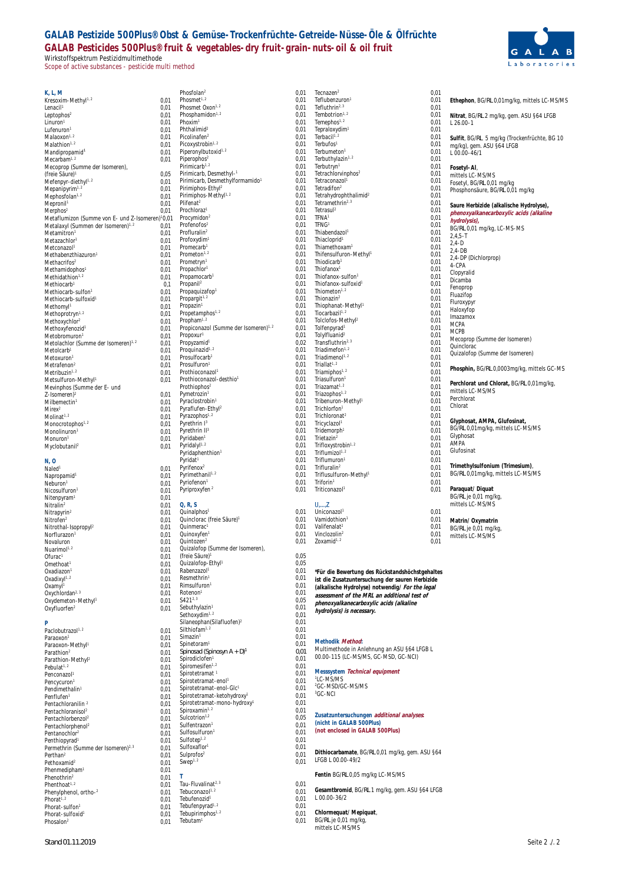# GALAB Pestizide 500Plus® Obst & Gemüse-Trockenfrüchte-Getreide-Nüsse-Öle & Ölfrüchte

# GALAB Pesticides 500Plus® fruit & vegetables-dry fruit-grain-nuts-oil & oil fruit

Wirkstoffspektrum Pestizidmultimethode

Scope of active substances - pesticide multi method

**K, L, M**

| | |
|---|---|
| Kresoxim-Methyl[1,2] | 0,01 |
| Lenacil[1] | 0,01 |
| Leptophos[2] | 0,01 |
| Linuron[1] | 0,01 |
| Lufenuron[1] | 0,01 |
| Malaoxon[1,2] | 0,01 |
| Malathion[1,2] | 0,01 |
| Mandipropamid[1] | 0,01 |
| Mecarbam[1,2] | 0,01 |
| Mecoprop (Summe der Isomeren), (freie Säure)[1] | 0,05 |
| Mefenpyr-diethyl[1,2] | 0,01 |
| Mepanipyrim[1,2] | 0,01 |
| Mephosfolan[1,2] | 0,01 |
| Mepronil[1] | 0,01 |
| Merphos[2] | 0,01 |
| Metaflumizon (Summe von E- und Z-Isomeren)[1] | 0,01 |
| Metalaxyl (Summen der Isomeren)[1,2] | 0,01 |
| Metamitron[1] | 0,01 |
| Metazachlor[1] | 0,01 |
| Metconazol[1] | 0,01 |
| Methabenzthiazuron[1] | 0,01 |
| Methacrifos[2] | 0,01 |
| Methamidophos[1] | 0,01 |
| Methidathion[1,2] | 0,01 |
| Methiocarb[1] | 0,1 |
| Methiocarb-sulfon[1] | 0,01 |
| Methiocarb-sulfoxid[1] | 0,01 |
| Methomyl[1] | 0,01 |
| Methoprotryn[1,2] | 0,01 |
| Methoxychlor[2] | 0,01 |
| Methoxyfenozid[1] | 0,01 |
| Metobromuron[1] | 0,01 |
| Metolachlor (Summe der Isomeren)[1,2] | 0,01 |
| Metolcarb[1] | 0,01 |
| Metoxuron[1] | 0,01 |
| Metrafenon[2] | 0,01 |
| Metribuzin[1,2] | 0,01 |
| Metsulfuron-Methyl[1] | 0,01 |
| Mevinphos (Summe der E- und Z-Isomeren)[2] | 0,01 |
| Milbemectin[1] | 0,01 |
| Mirex[2] | 0,01 |
| Molinat[1,2] | 0,01 |
| Monocrotophos[1,2] | 0,01 |
| Monolinuron[1] | 0,01 |
| Monuron[1] | 0,01 |
| Myclobutanil[2] | 0,01 |

**N, O**

| | |
|---|---|
| Naled[1] | 0,01 |
| Napropamid[1] | 0,01 |
| Neburon[1] | 0,01 |
| Nicosulfuron[1] | 0,01 |
| Nitenpyram[1] | 0,01 |
| Nitralin[2] | 0,01 |
| Nitrapyrin[2] | 0,01 |
| Nitrofen[2] | 0,01 |
| Nitrothal-Isopropyl[2] | 0,01 |
| Norflurazon[1] | 0,01 |
| Novaluron | 0,01 |
| Nuarimol[1,2] | 0,01 |
| Ofurac[1] | 0,01 |
| Omethoat[1] | 0,01 |
| Oxadiazon[1] | 0,01 |
| Oxadixyl[1,2] | 0,01 |
| Oxamyl[1] | 0,01 |
| Oxychlordan[2,3] | 0,01 |
| Oxydemeton-Methyl[1] | 0,01 |
| Oxyfluorfen[2] | 0,01 |

**P**

| | |
|---|---|
| Paclobutrazol[1,2] | 0,01 |
| Paraoxon[1] | 0,01 |
| Paraoxon-Methyl[1] | 0,01 |
| Parathion[2] | 0,01 |
| Parathion-Methyl[2] | 0,01 |
| Pebulat[1,2] | 0,01 |
| Penconazol[1] | 0,01 |
| Pencycuron[1] | 0,01 |
| Pendimethalin[1] | 0,01 |
| Penflufen[1] | 0,01 |
| Pentachloranilin[2] | 0,01 |
| Pentachloranisol[2] | 0,01 |
| Pentachlorbenzol[2] | 0,01 |
| Pentachlorphenol[2] | 0,01 |
| Pentanochlor[2] | 0,01 |
| Penthiopyrad[1] | 0,01 |
| Permethrin (Summe der Isomeren)[2,3] | 0,01 |
| Perthan[2] | 0,01 |
| Pethoxamid[2] | 0,01 |
| Phenmedipham[1] | 0,01 |
| Phenothrin[2] | 0,01 |
| Phenthoat[1,2] | 0,01 |
| Phenylphenol, ortho-[2] | 0,01 |
| Phorat[1,2] | 0,01 |
| Phorat-sulfon[1] | 0,01 |
| Phorat-sulfoxid[1] | 0,01 |
| Phosalon[2] | 0,01 |
| Phosfolan[2] | 0,01 |
| Phosmet[1,2] | 0,01 |
| Phosmet Oxon[1,2] | 0,01 |
| Phosphamidon[1,2] | 0,01 |
| Phoxim[1] | 0,01 |
| Phthalimid[2] | 0,01 |
| Picolinafen[2] | 0,01 |
| Picoxystrobin[1,2] | 0,01 |
| Piperonylbutoxid[1,2] | 0,01 |
| Piperophos[2] | 0,01 |
| Pirimicarb[1,2] | 0,01 |
| Pirimicarb, Desmethyl-[1] | 0,01 |
| Pirimicarb, Desmethylformamido[1] | 0,01 |
| Pirimiphos-Ethyl[2] | 0,01 |
| Pirimiphos-Methyl[1,2] | 0,01 |
| Plifenat[2] | 0,01 |
| Prochloraz[1] | 0,01 |
| Procymidon[2] | 0,01 |
| Profenofos[2] | 0,01 |
| Profluralin[2] | 0,01 |
| Profoxydim[1] | 0,01 |
| Promecarb[1] | 0,01 |
| Prometon[1,2] | 0,01 |
| Prometryn[1] | 0,01 |
| Propachlor[1] | 0,01 |
| Propamocarb[1] | 0,01 |
| Propanil[2] | 0,01 |
| Propaquizafop[1] | 0,01 |
| Propargit[1,2] | 0,01 |
| Propazin[1] | 0,01 |
| Propetamphos[1,2] | 0,01 |
| Propham[1,2] | 0,01 |
| Propiconazol (Summe der Isomeren)[1,2] | 0,01 |
| Propoxur[1] | 0,01 |
| Propyzamid[1] | 0,02 |
| Proquinazid[1,2] | 0,01 |
| Prosulfocarb[1] | 0,01 |
| Prosulfuron[1] | 0,01 |
| Prothioconazol[1] | 0,01 |
| Prothioconazol-desthio[1] | 0,01 |
| Prothiophos[2] | 0,01 |
| Pymetrozin[1] | 0,01 |
| Pyraclostrobin[1] | 0,01 |
| Pyraflufen-Ethyl[2] | 0,01 |
| Pyrazophos[1,2] | 0,01 |
| Pyrethrin I[3] | 0,01 |
| Pyrethrin II[3] | 0,01 |
| Pyridaben[1] | 0,01 |
| Pyridalyl[1,2] | 0,01 |
| Pyridaphenthion[1] | 0,01 |
| Pyridat[1] | 0,01 |
| Pyrifenox[2] | 0,01 |
| Pyrimethanil[1,2] | 0,01 |
| Pyriofenon[1] | 0,01 |
| Pyriproxyfen[2] | 0,01 |

**Q, R, S**

| | |
|---|---|
| Quinalphos[1] | 0,01 |
| Quinclorac (freie Säure)[1] | 0,01 |
| Quinmerac[1] | 0,01 |
| Quinoxyfen[1] | 0,01 |
| Quintozen[2] | 0,01 |
| Quizalofop (Summe der Isomeren), (freie Säure)[1] | 0,05 |
| Quizalofop-Ethyl[1] | 0,05 |
| Rabenzazol[1] | 0,01 |
| Resmethrin[1] | 0,01 |
| Rimsulfuron[1] | 0,01 |
| Rotenon[1] | 0,01 |
| S421[2,3] | 0,05 |
| Sebuthylazin[1] | 0,01 |
| Sethoxydim[1,2] | 0,01 |
| Silaneophan(Silafluofen)[2] | 0,01 |
| Silthiofam[1,2] | 0,01 |
| Simazin[1] | 0,01 |
| Spinetoram[1] | 0,01 |
| Spinosad (Spinosyn A + D)[1] | 0,01 |
| Spirodiclofen[1] | 0,01 |
| Spiromesifen[1,2] | 0,01 |
| Spirotetramat[1] | 0,01 |
| Spirotetramat-enol[1] | 0,01 |
| Spirotetramat-enol-Glc[1] | 0,01 |
| Spirotetramat-ketohydroxy[1] | 0,01 |
| Spirotetramat-mono-hydroxy[1] | 0,01 |
| Spiroxamin[1,2] | 0,01 |
| Sulcotrion[1,2] | 0,05 |
| Sulfentrazon[1] | 0,01 |
| Sulfosulfuron[1] | 0,01 |
| Sulfotep[1,2] | 0,01 |
| Sulfoxaflor[1] | 0,01 |
| Sulprofos[2] | 0,01 |
| Swep[1,2] | 0,01 |

**T**

| | |
|---|---|
| Tau-Fluvalinat[2,3] | 0,01 |
| Tebuconazol[1,2] | 0,01 |
| Tebufenozid[1] | 0,01 |
| Tebufenpyrad[1,2] | 0,01 |
| Tebupirimphos[1,2] | 0,01 |
| Tebutam[1] | 0,01 |
| Tecnazen[2] | 0,01 |
| Teflubenzuron[1] | 0,01 |
| Tefluthrin[2,3] | 0,01 |
| Tembotrion[1,2] | 0,01 |
| Temephos[1,2] | 0,01 |
| Tepraloxydim[1] | 0,01 |
| Terbacil[1,2] | 0,01 |
| Terbufos[1] | 0,01 |
| Terbumeton[1] | 0,01 |
| Terbuthylazin[1,2] | 0,01 |
| Terbutryn[1] | 0,01 |
| Tetrachlorvinphos[2] | 0,01 |
| Tetraconazol[1] | 0,01 |
| Tetradifon[2] | 0,01 |
| Tetrahydrophthalimid[2] | 0,01 |
| Tetramethrin[2,3] | 0,01 |
| Tetrasul[2] | 0,01 |
| TFNA[1] | 0,01 |
| TFNG[1] | 0,01 |
| Thiabendazol[1] | 0,01 |
| Thiacloprid[1] | 0,01 |
| Thiamethoxam[1] | 0,01 |
| Thifensulfuron-Methyl[1] | 0,01 |
| Thiodicarb[1] | 0,01 |
| Thiofanox[1] | 0,01 |
| Thiofanox-sulfon[1] | 0,01 |
| Thiofanox-sulfoxid[1] | 0,01 |
| Thiometon[1,2] | 0,01 |
| Thionazin[2] | 0,01 |
| Thiophanat-Methyl[1] | 0,01 |
| Tiocarbazil[1,2] | 0,01 |
| Tolclofos-Methyl[2] | 0,01 |
| Tolfenpyrad[1] | 0,01 |
| Tolylfluanid[2] | 0,01 |
| Transfluthrin[2,3] | 0,01 |
| Triadimefon[1,2] | 0,01 |
| Triadimenol[1,2] | 0,01 |
| Triallat[1,2] | 0,01 |
| Triamiphos[1,2] | 0,01 |
| Triasulfuron[1] | 0,01 |
| Triazamat[1,2] | 0,01 |
| Triazophos[1,2] | 0,01 |
| Tribenuron-Methyl[1] | 0,01 |
| Trichlorfon[1] | 0,01 |
| Trichloronat[2] | 0,01 |
| Tricyclazol[1] | 0,01 |
| Tridemorph[1] | 0,01 |
| Trietazin[2] | 0,01 |
| Trifloxystrobin[1,2] | 0,01 |
| Triflumizol[1,2] | 0,01 |
| Triflumuron[1] | 0,01 |
| Trifluralin[2] | 0,01 |
| Triflusulfuron-Methyl[1] | 0,01 |
| Triforin[1] | 0,01 |
| Triticonazol[1] | 0,01 |

**U,...,Z**

| | |
|---|---|
| Uniconazol[1] | 0,01 |
| Vamidothion[1] | 0,01 |
| Valifenalat[2] | 0,01 |
| Vinclozolin[2] | 0,01 |
| Zoxamid[1,2] | 0,01 |

***Für die Bewertung des Rückstandshöchstgehaltes ist die Zusatzuntersuchung der sauren Herbizide (alkalische Hydrolyse) notwendig/ *For the legal assessment of the MRL an additional test of phenoxyalkanecarboxylic acids (alkaline hydrolysis) is necessary.***

**Methodik *Method*:**
Multimethode in Anlehnung an ASU §64 LFGB L 00.00-115 (LC-MS/MS, GC-MSD, GC-NCI)

**Messsystem *Technical equipment***
[1]LC-MS/MS
[2]GC-MSD/GC-MS/MS
[3]GC-NCI

**Zusatzuntersuchungen *additional analyses*:**
**(nicht in GALAB 500Plus)**
**(not enclosed in GALAB 500Plus)**

**Dithiocarbamate**, BG/RL 0,01 mg/kg, gem. ASU §64 LFGB L 00.00-49/2

**Fentin** BG/RL 0,05 mg/kg LC-MS/MS

**Gesamtbromid**, BG/RL 1 mg/kg, gem. ASU §64 LFGB L 00.00-36/2

**Chlormequat/ Mepiquat**, BG/RL je 0,01 mg/kg, mittels LC-MS/MS

**Ethephon**, BG/RL 0,01mg/kg, mittels LC-MS/MS

**Nitrat**, BG/RL 2 mg/kg, gem. ASU §64 LFGB L 26.00-1

**Sulfit**, BG/RL 5 mg/kg (Trockenfrüchte, BG 10 mg/kg), gem. ASU §64 LFGB L 00.00-46/1

**Fosetyl-Al**, mittels LC-MS/MS
Fosetyl, BG/RL 0,01 mg/kg
Phosphonsäure, BG/RL 0,01 mg/kg

**Saure Herbizide (alkalische Hydrolyse), *phenoxyalkanecarboxylic acids (alkaline hydrolysis)***,
BG/RL 0,01 mg/kg, LC-MS-MS
2,4,5-T
2,4-D
2,4-DB
2,4-DP (Dichlorprop)
4-CPA
Clopyralid
Dicamba
Fenoprop
Fluazifop
Fluroxypyr
Haloxyfop
Imazamox
MCPA
MCPB
Mecoprop (Summe der Isomeren)
Quinclorac
Quizalofop (Summe der Isomeren)

**Phosphin**, BG/RL 0,0003mg/kg, mittels GC-MS

**Perchlorat und Chlorat**, BG/RL 0,01mg/kg, mittels LC-MS/MS
Perchlorat
Chlorat

**Glyphosat, AMPA, Glufosinat**, BG/RL 0,01mg/kg, mittels LC-MS/MS
Glyphosat
AMPA
Glufosinat

**Trimethylsulfonium (Trimesium)**, BG/RL 0,01mg/kg, mittels LC-MS/MS

**Paraquat/ Diquat**
BG/RL je 0,01 mg/kg, mittels LC-MS/MS

**Matrin/ Oxymatrin**
BG/RL je 0,01 mg/kg, mittels LC-MS/MS

Stand 01.11.2019